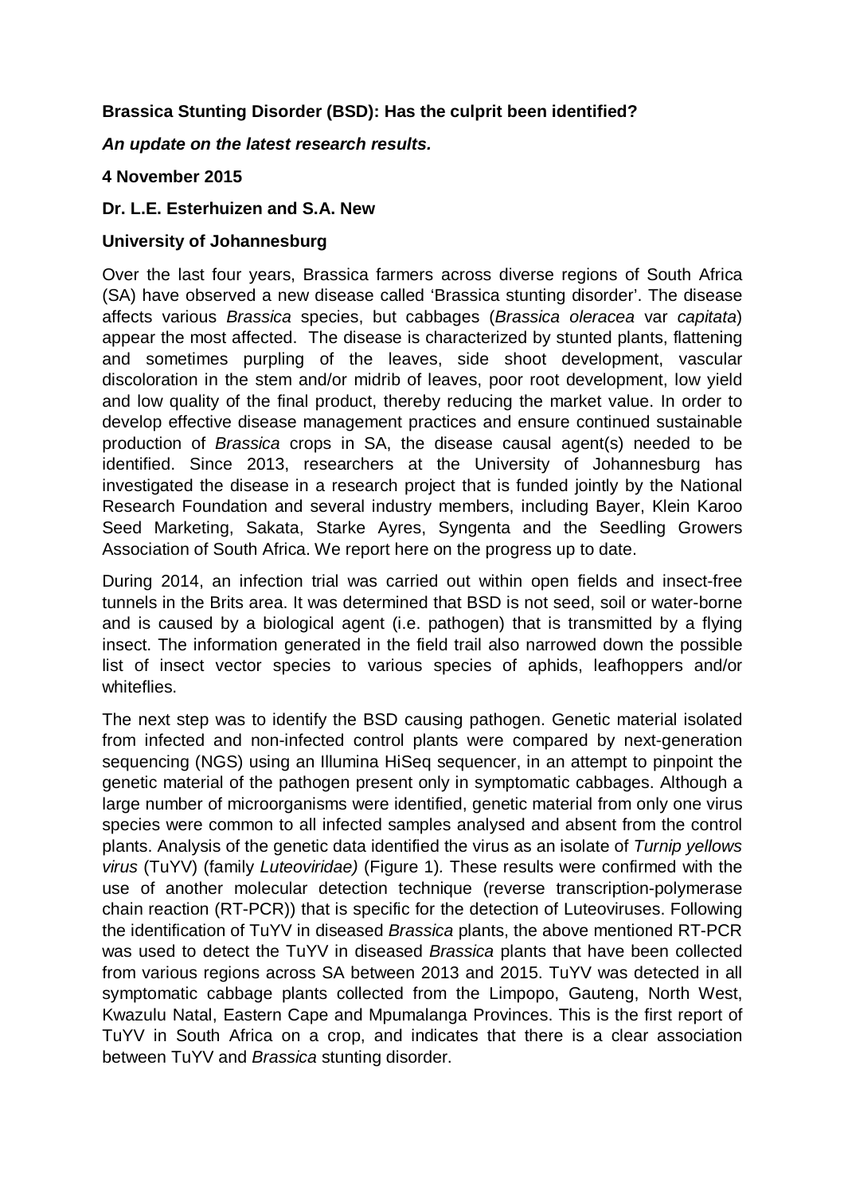**Brassica Stunting Disorder (BSD): Has the culprit been identified?**

***An update on the latest research results.***

**4 November 2015**

**Dr. L.E. Esterhuizen and S.A. New**

**University of Johannesburg**

Over the last four years, Brassica farmers across diverse regions of South Africa (SA) have observed a new disease called 'Brassica stunting disorder'. The disease affects various *Brassica* species, but cabbages (*Brassica oleracea* var *capitata*) appear the most affected. The disease is characterized by stunted plants, flattening and sometimes purpling of the leaves, side shoot development, vascular discoloration in the stem and/or midrib of leaves, poor root development, low yield and low quality of the final product, thereby reducing the market value. In order to develop effective disease management practices and ensure continued sustainable production of *Brassica* crops in SA, the disease causal agent(s) needed to be identified. Since 2013, researchers at the University of Johannesburg has investigated the disease in a research project that is funded jointly by the National Research Foundation and several industry members, including Bayer, Klein Karoo Seed Marketing, Sakata, Starke Ayres, Syngenta and the Seedling Growers Association of South Africa. We report here on the progress up to date.

During 2014, an infection trial was carried out within open fields and insect-free tunnels in the Brits area. It was determined that BSD is not seed, soil or water-borne and is caused by a biological agent (i.e. pathogen) that is transmitted by a flying insect. The information generated in the field trail also narrowed down the possible list of insect vector species to various species of aphids, leafhoppers and/or whiteflies.

The next step was to identify the BSD causing pathogen. Genetic material isolated from infected and non-infected control plants were compared by next-generation sequencing (NGS) using an Illumina HiSeq sequencer, in an attempt to pinpoint the genetic material of the pathogen present only in symptomatic cabbages. Although a large number of microorganisms were identified, genetic material from only one virus species were common to all infected samples analysed and absent from the control plants. Analysis of the genetic data identified the virus as an isolate of *Turnip yellows virus* (TuYV) (family *Luteoviridae)* (Figure 1)*.* These results were confirmed with the use of another molecular detection technique (reverse transcription-polymerase chain reaction (RT-PCR)) that is specific for the detection of Luteoviruses. Following the identification of TuYV in diseased *Brassica* plants, the above mentioned RT-PCR was used to detect the TuYV in diseased *Brassica* plants that have been collected from various regions across SA between 2013 and 2015. TuYV was detected in all symptomatic cabbage plants collected from the Limpopo, Gauteng, North West, Kwazulu Natal, Eastern Cape and Mpumalanga Provinces. This is the first report of TuYV in South Africa on a crop, and indicates that there is a clear association between TuYV and *Brassica* stunting disorder.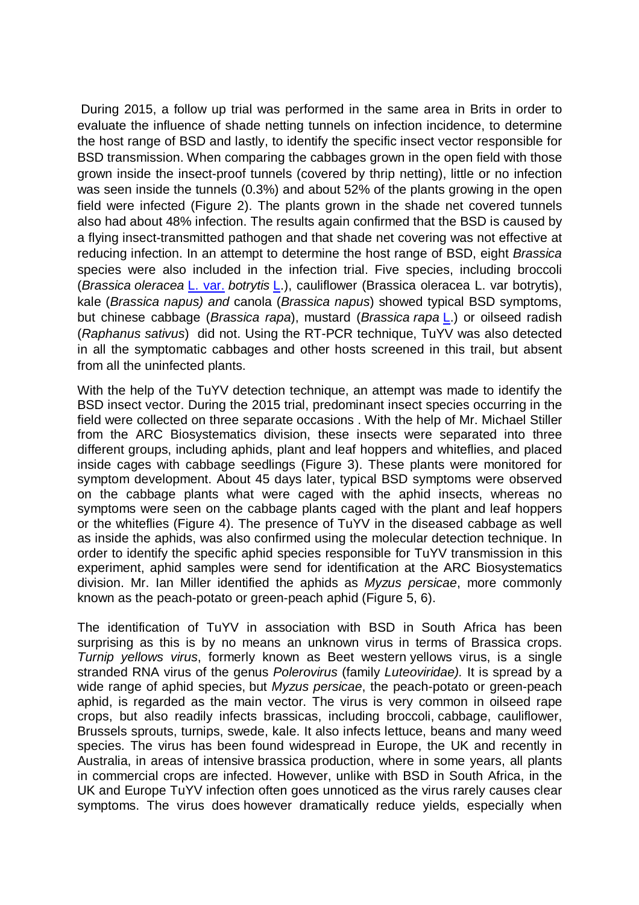During 2015, a follow up trial was performed in the same area in Brits in order to evaluate the influence of shade netting tunnels on infection incidence, to determine the host range of BSD and lastly, to identify the specific insect vector responsible for BSD transmission. When comparing the cabbages grown in the open field with those grown inside the insect-proof tunnels (covered by thrip netting), little or no infection was seen inside the tunnels (0.3%) and about 52% of the plants growing in the open field were infected (Figure 2). The plants grown in the shade net covered tunnels also had about 48% infection. The results again confirmed that the BSD is caused by a flying insect-transmitted pathogen and that shade net covering was not effective at reducing infection. In an attempt to determine the host range of BSD, eight *Brassica* species were also included in the infection trial. Five species, including broccoli (*Brassica oleracea* L. var. *botrytis* L.), cauliflower (Brassica oleracea L. var botrytis), kale (*Brassica napus) and* canola (*Brassica napus*) showed typical BSD symptoms, but chinese cabbage (*Brassica rapa*), mustard (*Brassica rapa* L.) or oilseed radish (*Raphanus sativus*) did not. Using the RT-PCR technique, TuYV was also detected in all the symptomatic cabbages and other hosts screened in this trail, but absent from all the uninfected plants.

With the help of the TuYV detection technique, an attempt was made to identify the BSD insect vector. During the 2015 trial, predominant insect species occurring in the field were collected on three separate occasions . With the help of Mr. Michael Stiller from the ARC Biosystematics division, these insects were separated into three different groups, including aphids, plant and leaf hoppers and whiteflies, and placed inside cages with cabbage seedlings (Figure 3). These plants were monitored for symptom development. About 45 days later, typical BSD symptoms were observed on the cabbage plants what were caged with the aphid insects, whereas no symptoms were seen on the cabbage plants caged with the plant and leaf hoppers or the whiteflies (Figure 4). The presence of TuYV in the diseased cabbage as well as inside the aphids, was also confirmed using the molecular detection technique. In order to identify the specific aphid species responsible for TuYV transmission in this experiment, aphid samples were send for identification at the ARC Biosystematics division. Mr. Ian Miller identified the aphids as *Myzus persicae*, more commonly known as the peach-potato or green-peach aphid (Figure 5, 6).

The identification of TuYV in association with BSD in South Africa has been surprising as this is by no means an unknown virus in terms of Brassica crops. *Turnip yellows virus*, formerly known as Beet western yellows virus, is a single stranded RNA virus of the genus *Polerovirus* (family *Luteoviridae).* It is spread by a wide range of aphid species, but *Myzus persicae*, the peach-potato or green-peach aphid, is regarded as the main vector. The virus is very common in oilseed rape crops, but also readily infects brassicas, including broccoli, cabbage, cauliflower, Brussels sprouts, turnips, swede, kale. It also infects lettuce, beans and many weed species. The virus has been found widespread in Europe, the UK and recently in Australia, in areas of intensive brassica production, where in some years, all plants in commercial crops are infected. However, unlike with BSD in South Africa, in the UK and Europe TuYV infection often goes unnoticed as the virus rarely causes clear symptoms. The virus does however dramatically reduce yields, especially when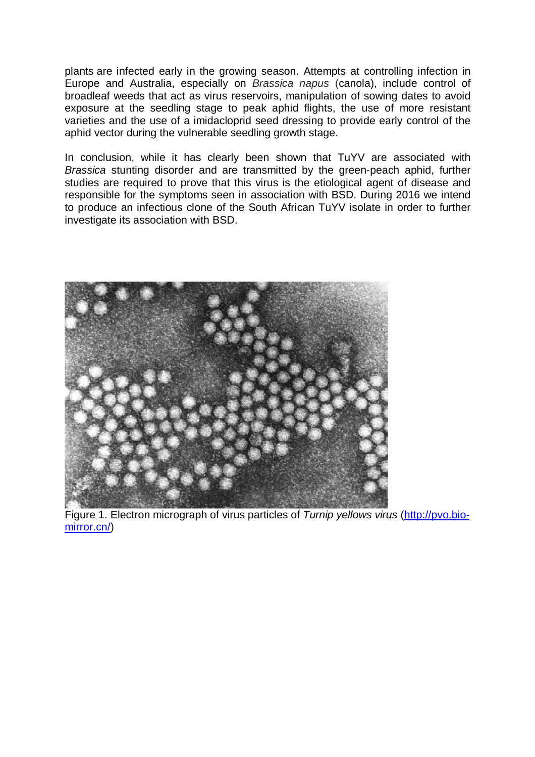plants are infected early in the growing season. Attempts at controlling infection in Europe and Australia, especially on *Brassica napus* (canola), include control of broadleaf weeds that act as virus reservoirs, manipulation of sowing dates to avoid exposure at the seedling stage to peak aphid flights, the use of more resistant varieties and the use of a imidacloprid seed dressing to provide early control of the aphid vector during the vulnerable seedling growth stage.

In conclusion, while it has clearly been shown that TuYV are associated with *Brassica* stunting disorder and are transmitted by the green-peach aphid, further studies are required to prove that this virus is the etiological agent of disease and responsible for the symptoms seen in association with BSD. During 2016 we intend to produce an infectious clone of the South African TuYV isolate in order to further investigate its association with BSD.

Figure 1. Electron micrograph of virus particles of *Turnip yellows virus* ([http://pvo.bio-mirror.cn/](http://pvo.bio-mirror.cn/))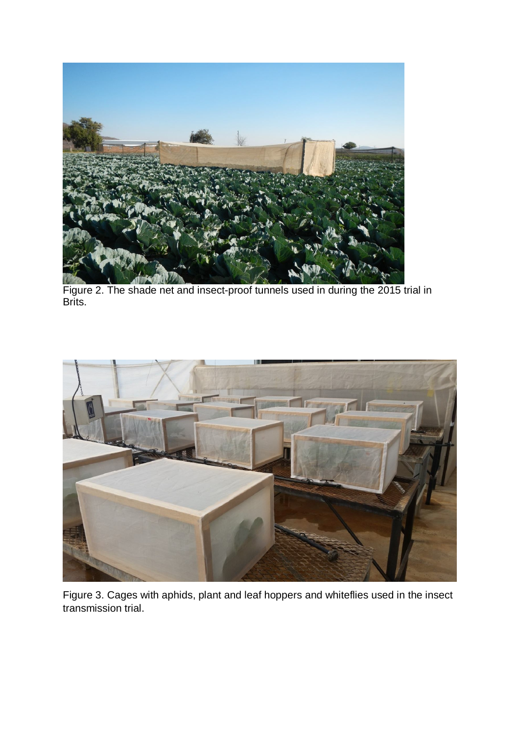Figure 2. The shade net and insect-proof tunnels used in during the 2015 trial in Brits.

Figure 3. Cages with aphids, plant and leaf hoppers and whiteflies used in the insect transmission trial.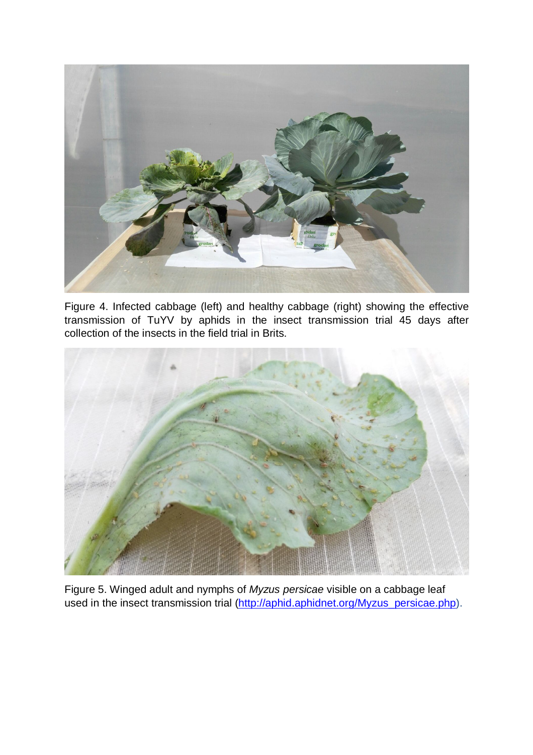Figure 4. Infected cabbage (left) and healthy cabbage (right) showing the effective transmission of TuYV by aphids in the insect transmission trial 45 days after collection of the insects in the field trial in Brits.

Figure 5. Winged adult and nymphs of *Myzus persicae* visible on a cabbage leaf used in the insect transmission trial (http://aphid.aphidnet.org/Myzus_persicae.php).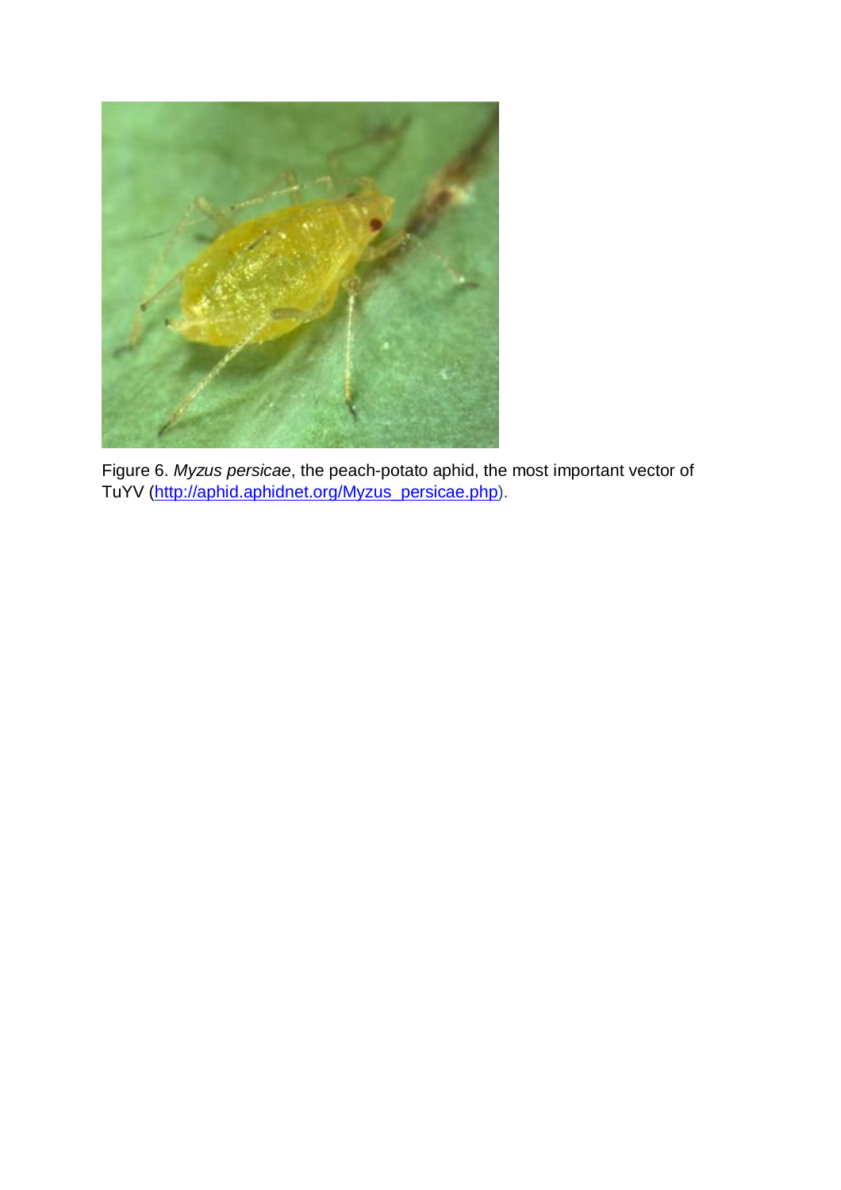Figure 6. *Myzus persicae*, the peach-potato aphid, the most important vector of TuYV (http://aphid.aphidnet.org/Myzus_persicae.php).